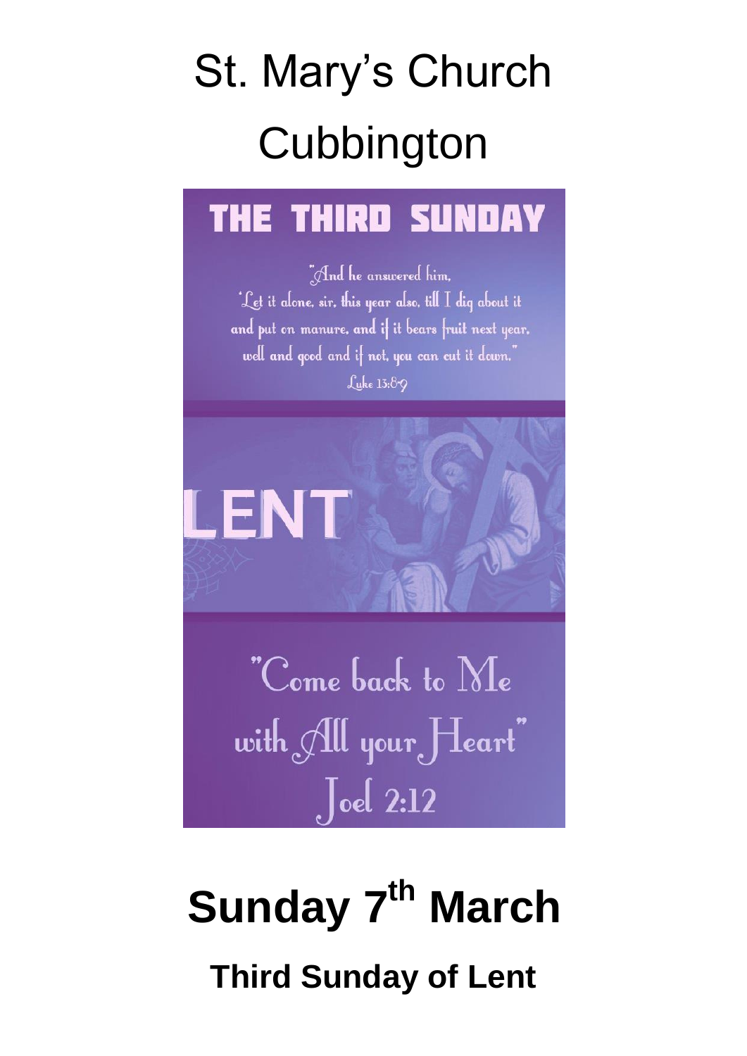# St. Mary's Church Cubbington

THE THIRD SUNDAY

"And he answered him,
'Let it alone, sir, this year also, till I dig about it
and put on manure, and if it bears fruit next year,
well and good and if not, you can cut it down.'"
Luke 13:8-9

LENT

"Come back to Me
with All your Heart"
Joel 2:12

# Sunday 7th March

## Third Sunday of Lent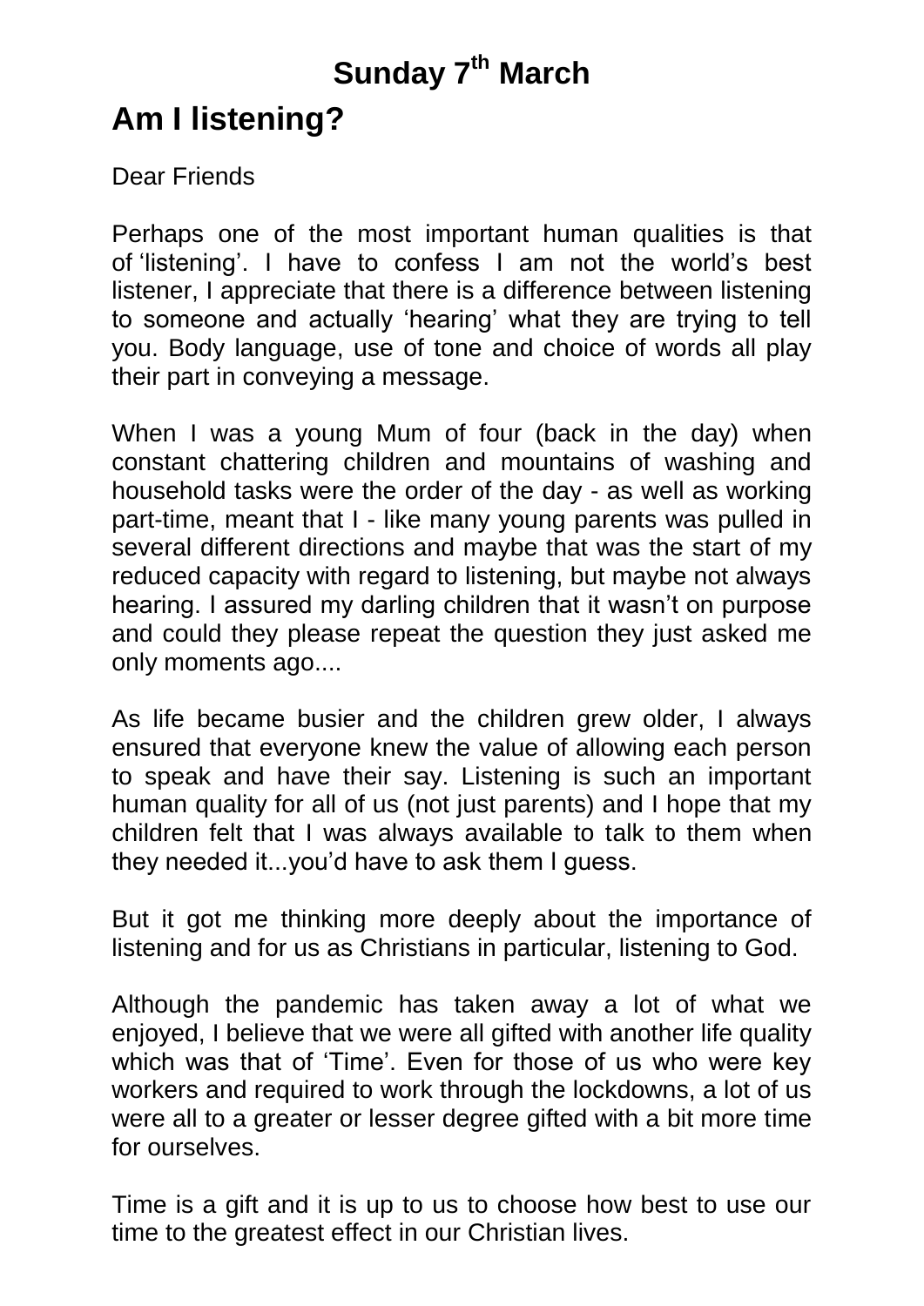# Sunday 7th March

## Am I listening?

Dear Friends

Perhaps one of the most important human qualities is that of 'listening'. I have to confess I am not the world's best listener, I appreciate that there is a difference between listening to someone and actually 'hearing' what they are trying to tell you. Body language, use of tone and choice of words all play their part in conveying a message.

When I was a young Mum of four (back in the day) when constant chattering children and mountains of washing and household tasks were the order of the day - as well as working part-time, meant that I - like many young parents was pulled in several different directions and maybe that was the start of my reduced capacity with regard to listening, but maybe not always hearing. I assured my darling children that it wasn't on purpose and could they please repeat the question they just asked me only moments ago....

As life became busier and the children grew older, I always ensured that everyone knew the value of allowing each person to speak and have their say. Listening is such an important human quality for all of us (not just parents) and I hope that my children felt that I was always available to talk to them when they needed it...you'd have to ask them I guess.

But it got me thinking more deeply about the importance of listening and for us as Christians in particular, listening to God.

Although the pandemic has taken away a lot of what we enjoyed, I believe that we were all gifted with another life quality which was that of 'Time'. Even for those of us who were key workers and required to work through the lockdowns, a lot of us were all to a greater or lesser degree gifted with a bit more time for ourselves.

Time is a gift and it is up to us to choose how best to use our time to the greatest effect in our Christian lives.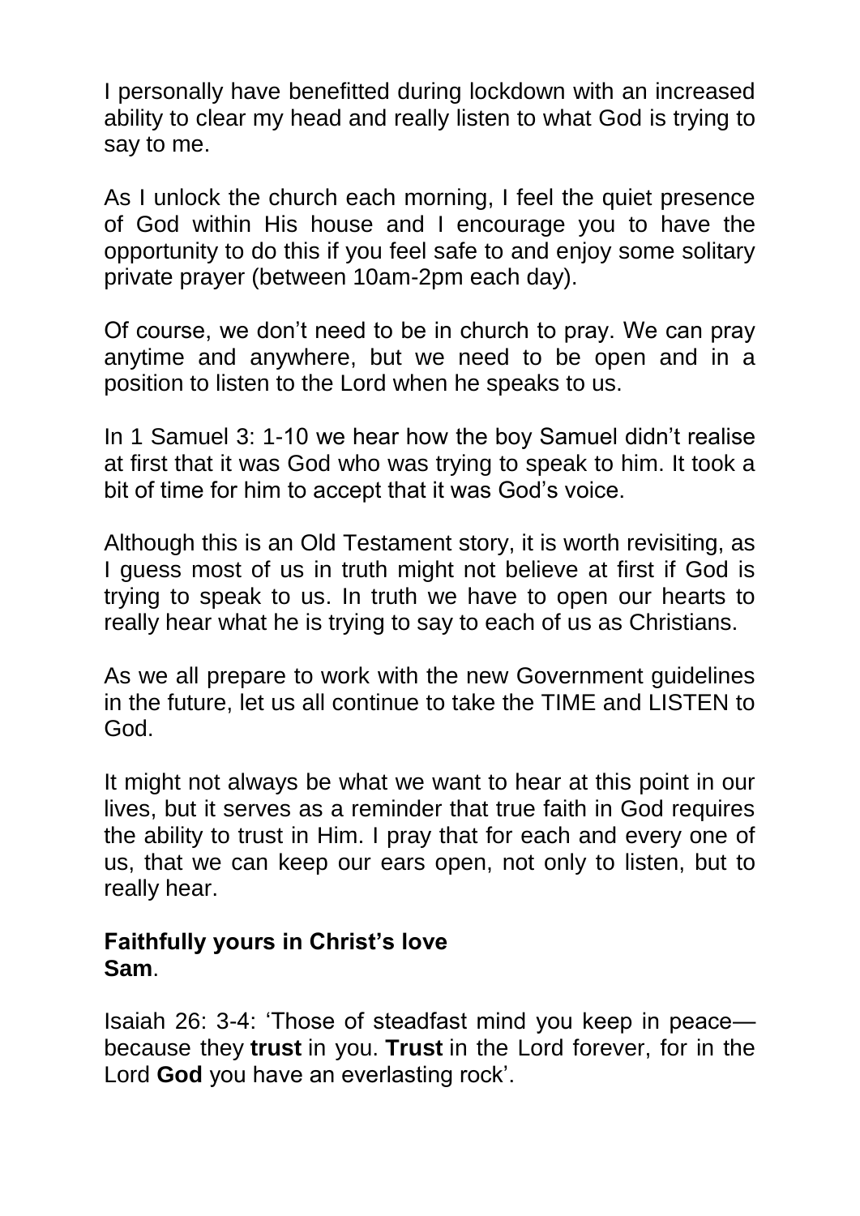I personally have benefitted during lockdown with an increased ability to clear my head and really listen to what God is trying to say to me.

As I unlock the church each morning, I feel the quiet presence of God within His house and I encourage you to have the opportunity to do this if you feel safe to and enjoy some solitary private prayer (between 10am-2pm each day).

Of course, we don't need to be in church to pray. We can pray anytime and anywhere, but we need to be open and in a position to listen to the Lord when he speaks to us.

In 1 Samuel 3: 1-10 we hear how the boy Samuel didn't realise at first that it was God who was trying to speak to him. It took a bit of time for him to accept that it was God's voice.

Although this is an Old Testament story, it is worth revisiting, as I guess most of us in truth might not believe at first if God is trying to speak to us. In truth we have to open our hearts to really hear what he is trying to say to each of us as Christians.

As we all prepare to work with the new Government guidelines in the future, let us all continue to take the TIME and LISTEN to God.

It might not always be what we want to hear at this point in our lives, but it serves as a reminder that true faith in God requires the ability to trust in Him. I pray that for each and every one of us, that we can keep our ears open, not only to listen, but to really hear.

**Faithfully yours in Christ's love**
**Sam**.

Isaiah 26: 3-4: 'Those of steadfast mind you keep in peace—because they **trust** in you. **Trust** in the Lord forever, for in the Lord **God** you have an everlasting rock'.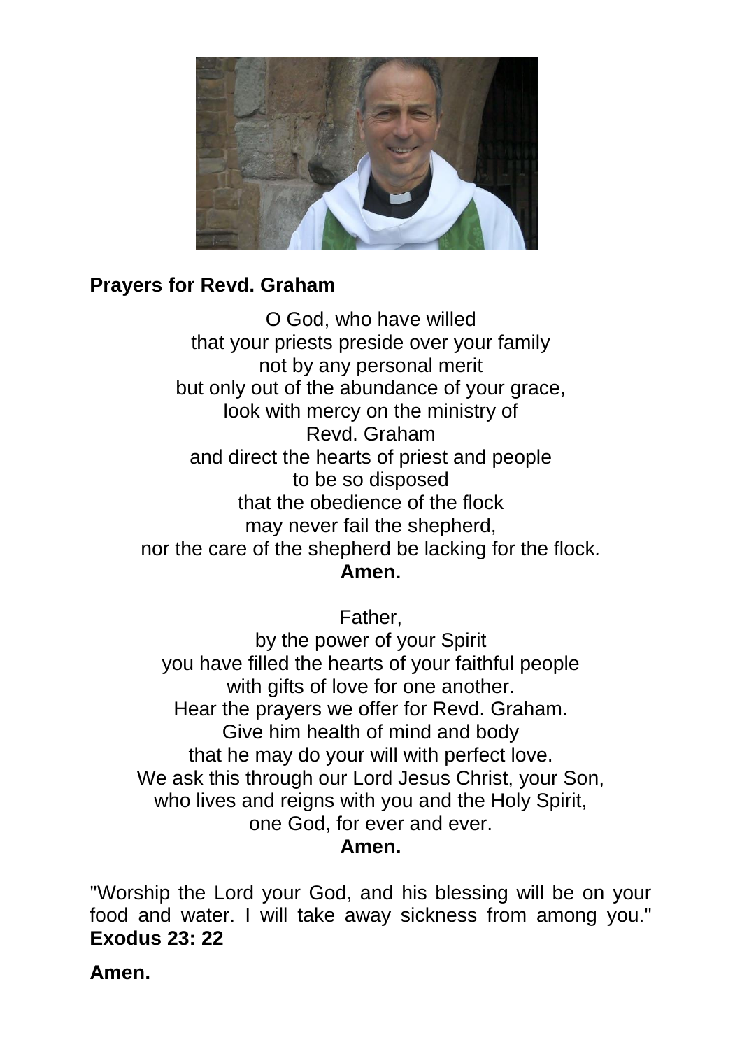**Prayers for Revd. Graham**

O God, who have willed
that your priests preside over your family
not by any personal merit
but only out of the abundance of your grace,
look with mercy on the ministry of
Revd. Graham
and direct the hearts of priest and people
to be so disposed
that the obedience of the flock
may never fail the shepherd,
nor the care of the shepherd be lacking for the flock.
**Amen.**

Father,
by the power of your Spirit
you have filled the hearts of your faithful people
with gifts of love for one another.
Hear the prayers we offer for Revd. Graham.
Give him health of mind and body
that he may do your will with perfect love.
We ask this through our Lord Jesus Christ, your Son,
who lives and reigns with you and the Holy Spirit,
one God, for ever and ever.
**Amen.**

"Worship the Lord your God, and his blessing will be on your food and water. I will take away sickness from among you." **Exodus 23: 22**

**Amen.**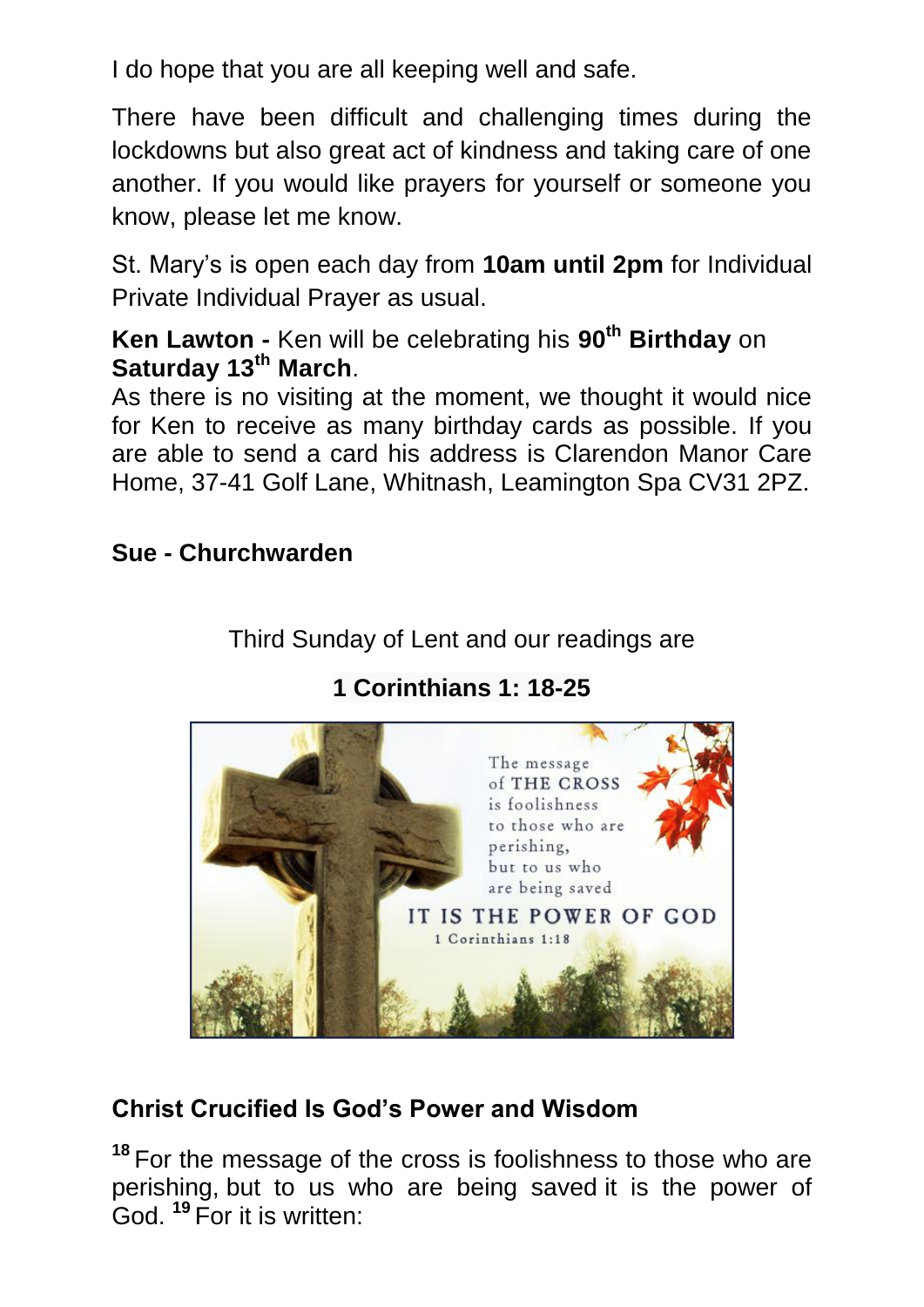I do hope that you are all keeping well and safe.

There have been difficult and challenging times during the lockdowns but also great act of kindness and taking care of one another. If you would like prayers for yourself or someone you know, please let me know.

St. Mary's is open each day from **10am until 2pm** for Individual Private Individual Prayer as usual.

**Ken Lawton -** Ken will be celebrating his **90th Birthday** on **Saturday 13th March**.
As there is no visiting at the moment, we thought it would nice for Ken to receive as many birthday cards as possible. If you are able to send a card his address is Clarendon Manor Care Home, 37-41 Golf Lane, Whitnash, Leamington Spa CV31 2PZ.

**Sue - Churchwarden**

Third Sunday of Lent and our readings are

**1 Corinthians 1: 18-25**

### Christ Crucified Is God's Power and Wisdom

[18] For the message of the cross is foolishness to those who are perishing, but to us who are being saved it is the power of God. [19] For it is written: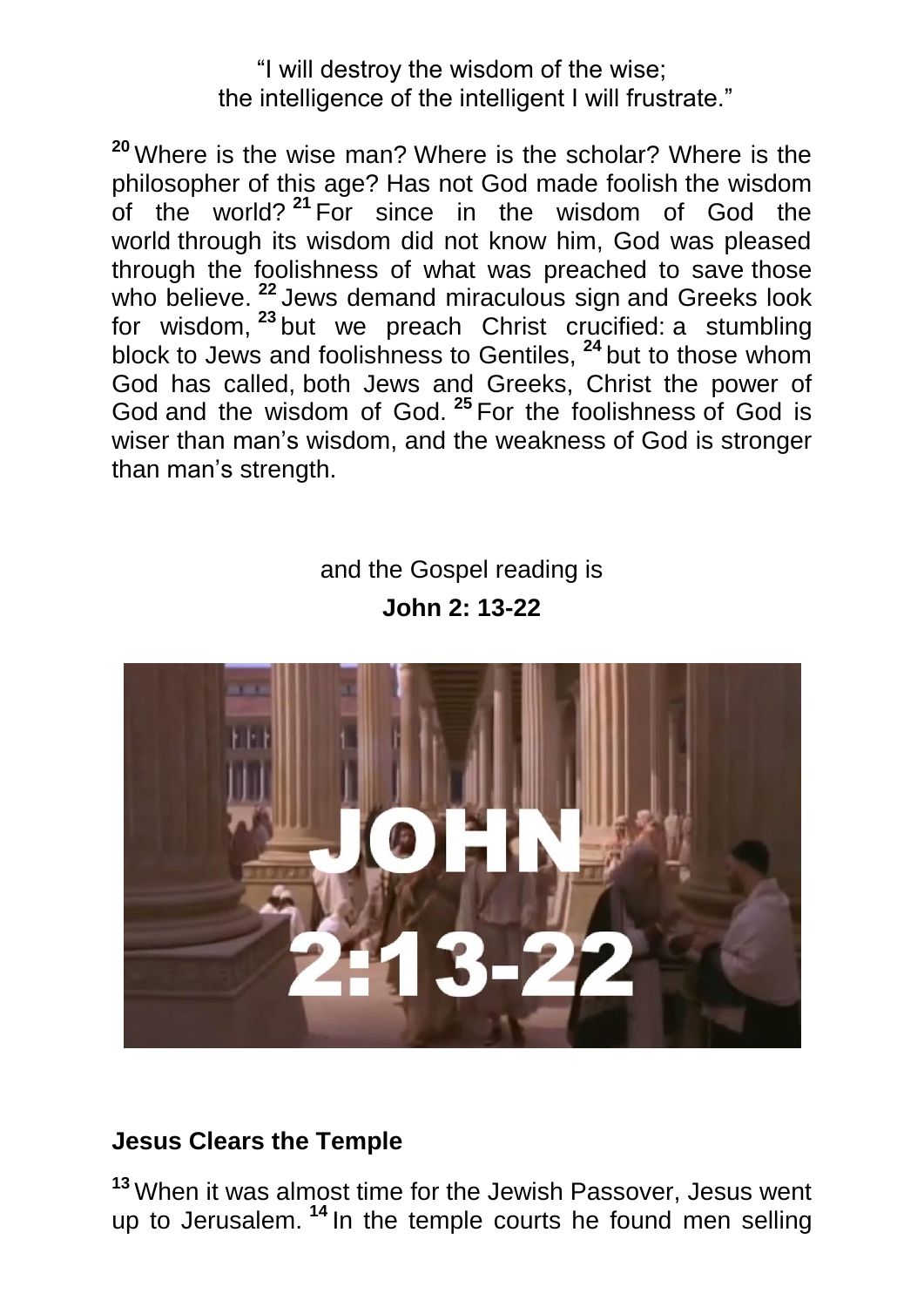"I will destroy the wisdom of the wise;
the intelligence of the intelligent I will frustrate."

[20] Where is the wise man? Where is the scholar? Where is the philosopher of this age? Has not God made foolish the wisdom of the world? [21] For since in the wisdom of God the world through its wisdom did not know him, God was pleased through the foolishness of what was preached to save those who believe. [22] Jews demand miraculous sign and Greeks look for wisdom, [23] but we preach Christ crucified: a stumbling block to Jews and foolishness to Gentiles, [24] but to those whom God has called, both Jews and Greeks, Christ the power of God and the wisdom of God. [25] For the foolishness of God is wiser than man's wisdom, and the weakness of God is stronger than man's strength.

and the Gospel reading is

**John 2: 13-22**

## Jesus Clears the Temple

[13] When it was almost time for the Jewish Passover, Jesus went up to Jerusalem. [14] In the temple courts he found men selling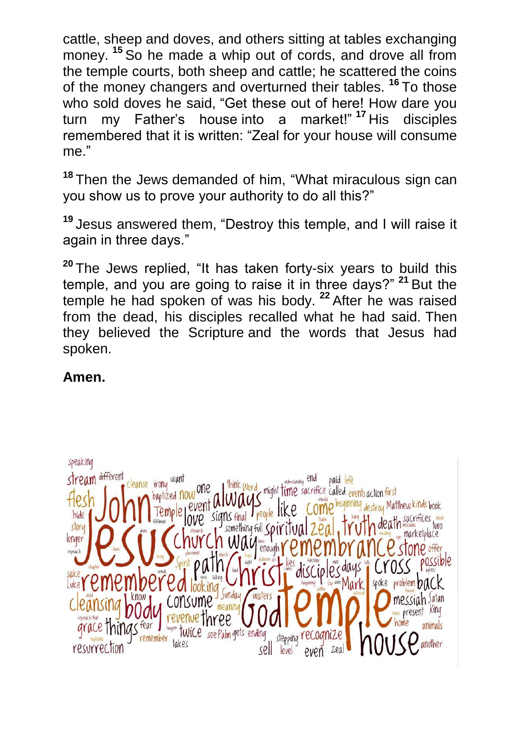cattle, sheep and doves, and others sitting at tables exchanging money. [15] So he made a whip out of cords, and drove all from the temple courts, both sheep and cattle; he scattered the coins of the money changers and overturned their tables. [16] To those who sold doves he said, "Get these out of here! How dare you turn my Father's house into a market!" [17] His disciples remembered that it is written: "Zeal for your house will consume me."

[18] Then the Jews demanded of him, "What miraculous sign can you show us to prove your authority to do all this?"

[19] Jesus answered them, "Destroy this temple, and I will raise it again in three days."

[20] The Jews replied, "It has taken forty-six years to build this temple, and you are going to raise it in three days?" [21] But the temple he had spoken of was his body. [22] After he was raised from the dead, his disciples recalled what he had said. Then they believed the Scripture and the words that Jesus had spoken.

**Amen.**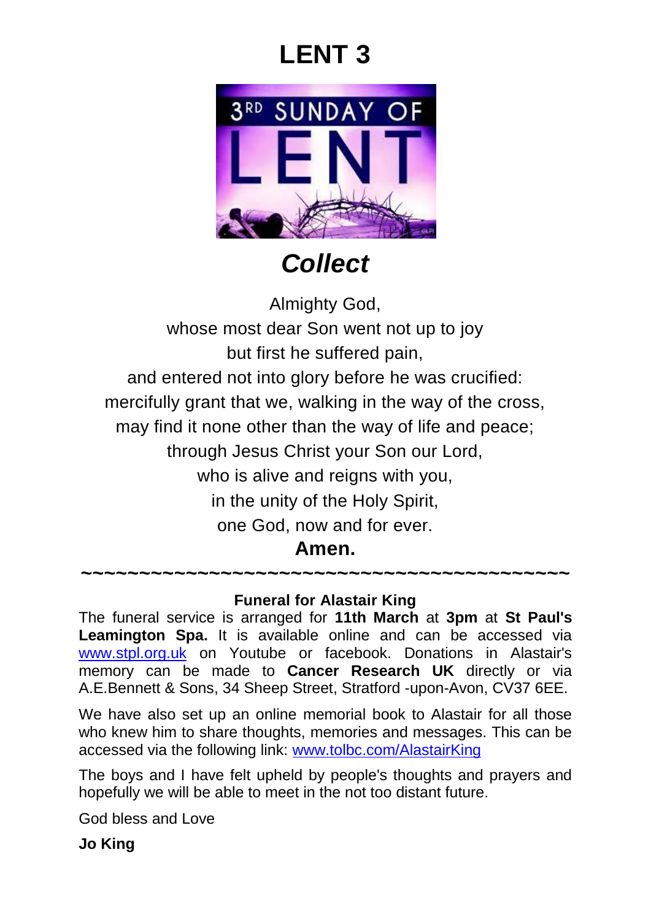# LENT 3

## *Collect*

Almighty God,
whose most dear Son went not up to joy
but first he suffered pain,
and entered not into glory before he was crucified:
mercifully grant that we, walking in the way of the cross,
may find it none other than the way of life and peace;
through Jesus Christ your Son our Lord,
who is alive and reigns with you,
in the unity of the Holy Spirit,
one God, now and for ever.

**Amen.**

~~~~~~~~~~~~~~~~~~~~~~~~~~~~~~~~~~~~~~~~~~~

**Funeral for Alastair King**

The funeral service is arranged for **11th March** at **3pm** at **St Paul's Leamington Spa.** It is available online and can be accessed via www.stpl.org.uk on Youtube or facebook. Donations in Alastair's memory can be made to **Cancer Research UK** directly or via A.E.Bennett & Sons, 34 Sheep Street, Stratford -upon-Avon, CV37 6EE.

We have also set up an online memorial book to Alastair for all those who knew him to share thoughts, memories and messages. This can be accessed via the following link: www.tolbc.com/AlastairKing

The boys and I have felt upheld by people's thoughts and prayers and hopefully we will be able to meet in the not too distant future.

God bless and Love

**Jo King**